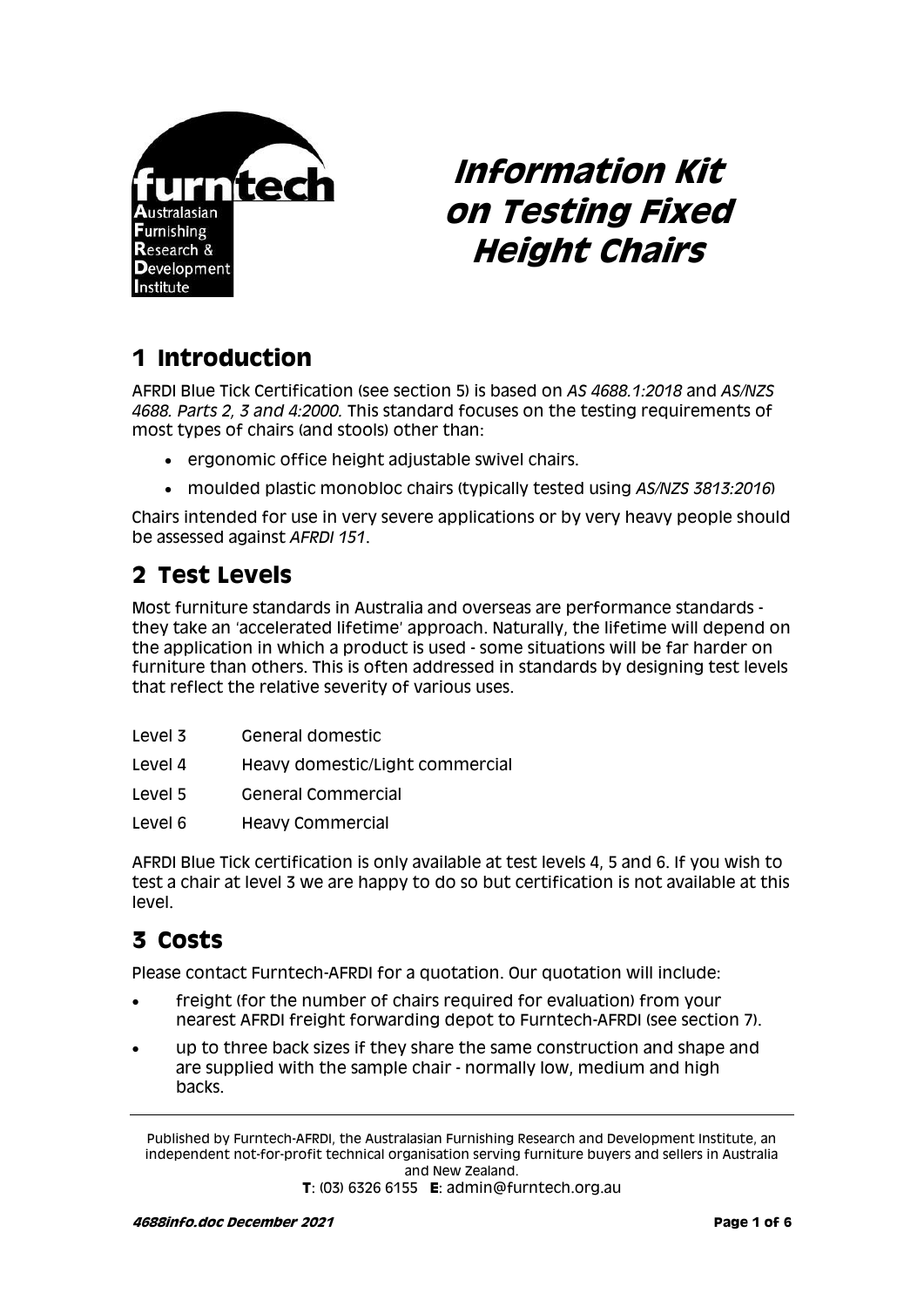furntech
Australasian
Furnishing
Research &
Development
Institute

# Information Kit on Testing Fixed Height Chairs

## 1 Introduction

AFRDI Blue Tick Certification (see section 5) is based on *AS 4688.1:2018* and *AS/NZS 4688. Parts 2, 3 and 4:2000.* This standard focuses on the testing requirements of most types of chairs (and stools) other than:

- ergonomic office height adjustable swivel chairs.
- moulded plastic monobloc chairs (typically tested using *AS/NZS 3813:2016*)

Chairs intended for use in very severe applications or by very heavy people should be assessed against *AFRDI 151*.

## 2 Test Levels

Most furniture standards in Australia and overseas are performance standards - they take an 'accelerated lifetime' approach. Naturally, the lifetime will depend on the application in which a product is used - some situations will be far harder on furniture than others. This is often addressed in standards by designing test levels that reflect the relative severity of various uses.

| | |
|---|---|
| Level 3 | General domestic |
| Level 4 | Heavy domestic/Light commercial |
| Level 5 | General Commercial |
| Level 6 | Heavy Commercial |

AFRDI Blue Tick certification is only available at test levels 4, 5 and 6. If you wish to test a chair at level 3 we are happy to do so but certification is not available at this level.

## 3 Costs

Please contact Furntech-AFRDI for a quotation. Our quotation will include:

- freight (for the number of chairs required for evaluation) from your nearest AFRDI freight forwarding depot to Furntech-AFRDI (see section 7).
- up to three back sizes if they share the same construction and shape and are supplied with the sample chair - normally low, medium and high backs.

Published by Furntech-AFRDI, the Australasian Furnishing Research and Development Institute, an independent not-for-profit technical organisation serving furniture buyers and sellers in Australia and New Zealand.
**T**: (03) 6326 6155 **E**: admin@furntech.org.au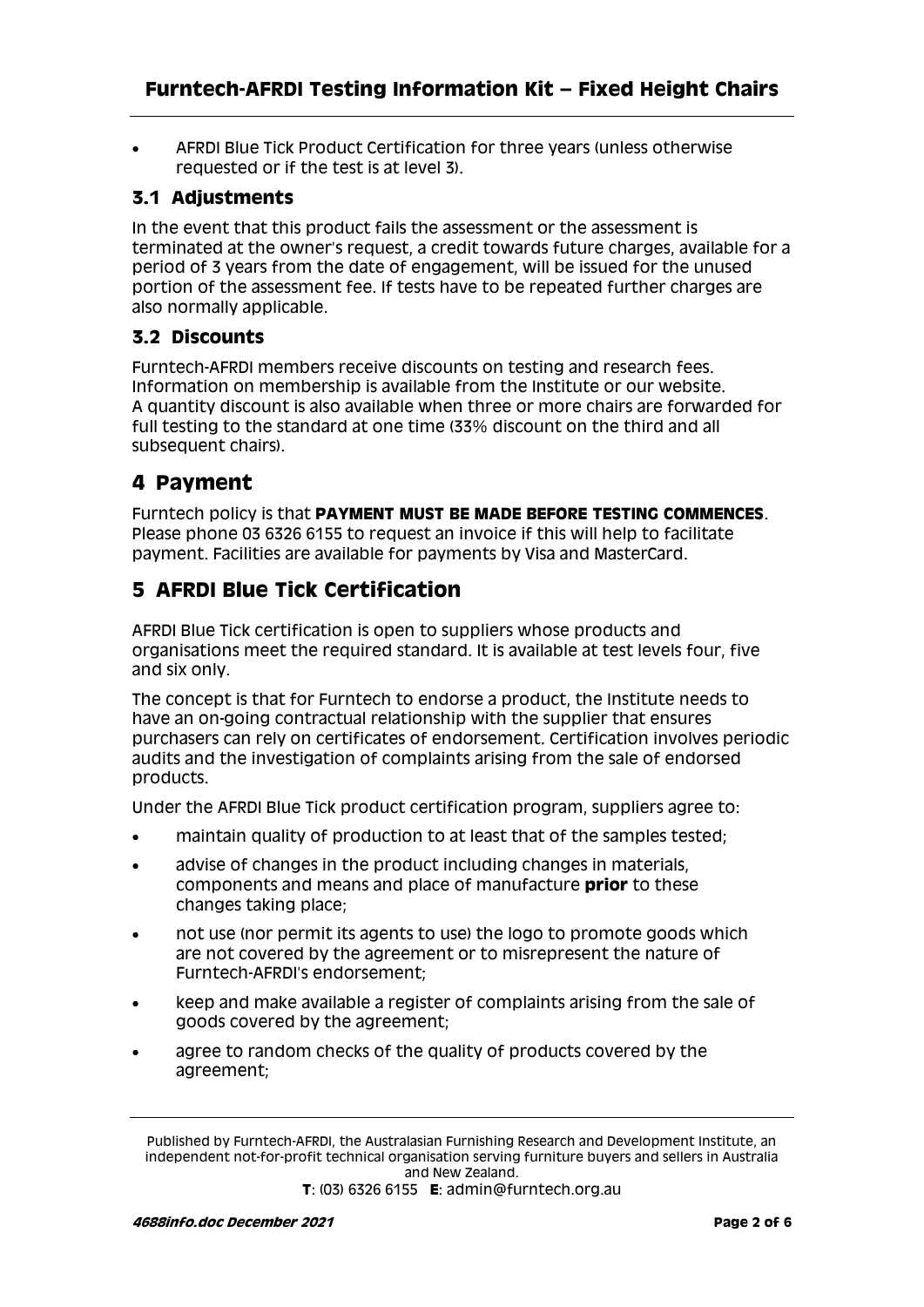- AFRDI Blue Tick Product Certification for three years (unless otherwise requested or if the test is at level 3).

### 3.1 Adjustments

In the event that this product fails the assessment or the assessment is terminated at the owner's request, a credit towards future charges, available for a period of 3 years from the date of engagement, will be issued for the unused portion of the assessment fee. If tests have to be repeated further charges are also normally applicable.

### 3.2 Discounts

Furntech-AFRDI members receive discounts on testing and research fees. Information on membership is available from the Institute or our website. A quantity discount is also available when three or more chairs are forwarded for full testing to the standard at one time (33% discount on the third and all subsequent chairs).

## 4 Payment

Furntech policy is that **PAYMENT MUST BE MADE BEFORE TESTING COMMENCES**. Please phone 03 6326 6155 to request an invoice if this will help to facilitate payment. Facilities are available for payments by Visa and MasterCard.

## 5 AFRDI Blue Tick Certification

AFRDI Blue Tick certification is open to suppliers whose products and organisations meet the required standard. It is available at test levels four, five and six only.

The concept is that for Furntech to endorse a product, the Institute needs to have an on-going contractual relationship with the supplier that ensures purchasers can rely on certificates of endorsement. Certification involves periodic audits and the investigation of complaints arising from the sale of endorsed products.

Under the AFRDI Blue Tick product certification program, suppliers agree to:

- maintain quality of production to at least that of the samples tested;
- advise of changes in the product including changes in materials, components and means and place of manufacture **prior** to these changes taking place;
- not use (nor permit its agents to use) the logo to promote goods which are not covered by the agreement or to misrepresent the nature of Furntech-AFRDI's endorsement;
- keep and make available a register of complaints arising from the sale of goods covered by the agreement;
- agree to random checks of the quality of products covered by the agreement;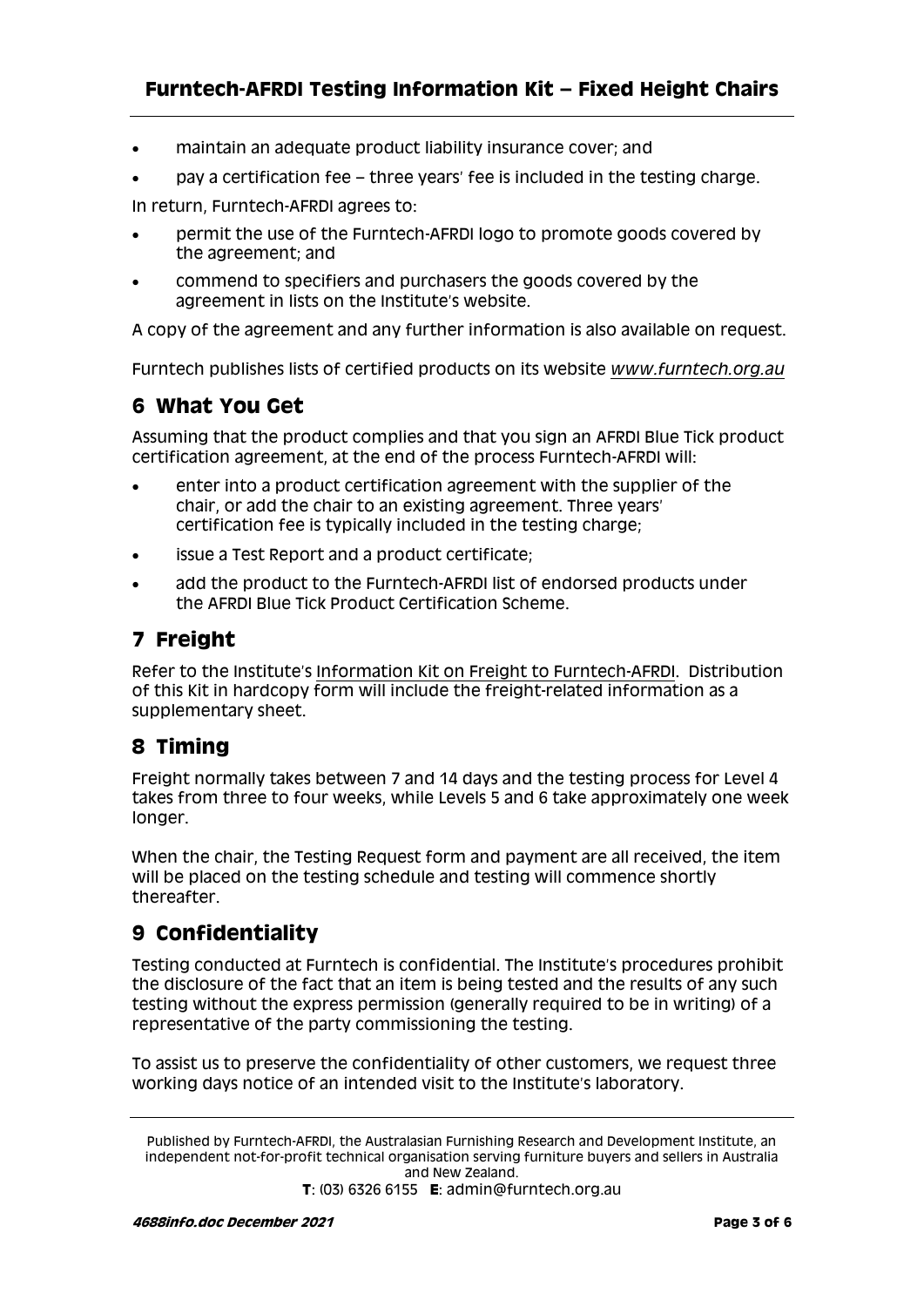- maintain an adequate product liability insurance cover; and
- pay a certification fee – three years' fee is included in the testing charge.

In return, Furntech-AFRDI agrees to:

- permit the use of the Furntech-AFRDI logo to promote goods covered by the agreement; and
- commend to specifiers and purchasers the goods covered by the agreement in lists on the Institute's website.

A copy of the agreement and any further information is also available on request.

Furntech publishes lists of certified products on its website *www.furntech.org.au*

## 6 What You Get

Assuming that the product complies and that you sign an AFRDI Blue Tick product certification agreement, at the end of the process Furntech-AFRDI will:

- enter into a product certification agreement with the supplier of the chair, or add the chair to an existing agreement. Three years' certification fee is typically included in the testing charge;
- issue a Test Report and a product certificate;
- add the product to the Furntech-AFRDI list of endorsed products under the AFRDI Blue Tick Product Certification Scheme.

## 7 Freight

Refer to the Institute's Information Kit on Freight to Furntech-AFRDI. Distribution of this Kit in hardcopy form will include the freight-related information as a supplementary sheet.

## 8 Timing

Freight normally takes between 7 and 14 days and the testing process for Level 4 takes from three to four weeks, while Levels 5 and 6 take approximately one week longer.

When the chair, the Testing Request form and payment are all received, the item will be placed on the testing schedule and testing will commence shortly thereafter.

## 9 Confidentiality

Testing conducted at Furntech is confidential. The Institute's procedures prohibit the disclosure of the fact that an item is being tested and the results of any such testing without the express permission (generally required to be in writing) of a representative of the party commissioning the testing.

To assist us to preserve the confidentiality of other customers, we request three working days notice of an intended visit to the Institute's laboratory.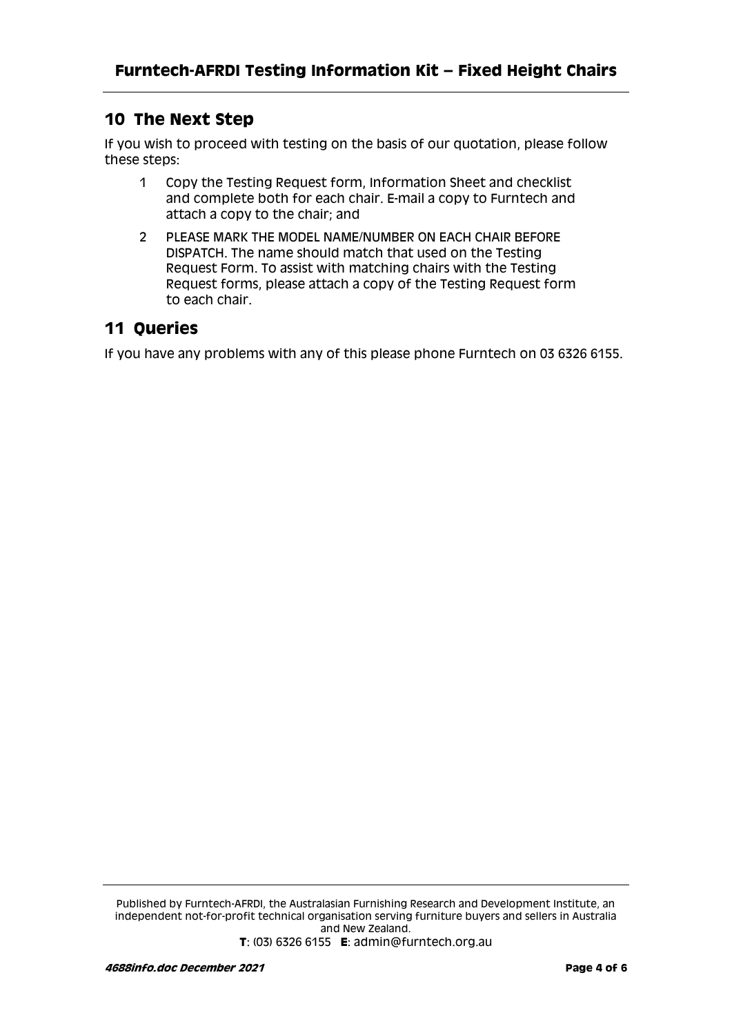## 10 The Next Step

If you wish to proceed with testing on the basis of our quotation, please follow these steps:

1. Copy the Testing Request form, Information Sheet and checklist and complete both for each chair. E-mail a copy to Furntech and attach a copy to the chair; and
2. PLEASE MARK THE MODEL NAME/NUMBER ON EACH CHAIR BEFORE DISPATCH. The name should match that used on the Testing Request Form. To assist with matching chairs with the Testing Request forms, please attach a copy of the Testing Request form to each chair.

## 11 Queries

If you have any problems with any of this please phone Furntech on 03 6326 6155.

Published by Furntech-AFRDI, the Australasian Furnishing Research and Development Institute, an independent not-for-profit technical organisation serving furniture buyers and sellers in Australia and New Zealand.
**T**: (03) 6326 6155 **E**: admin@furntech.org.au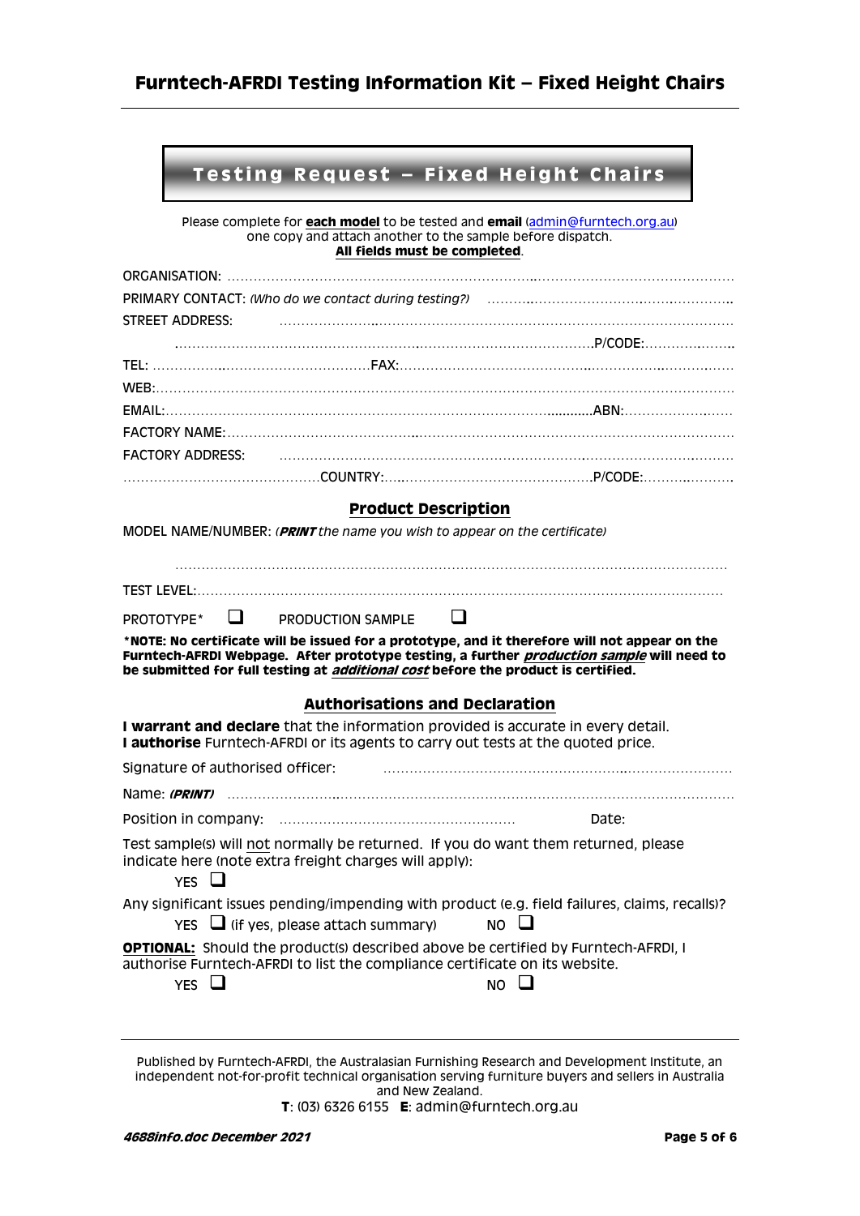# Testing Request – Fixed Height Chairs

Please complete for **each model** to be tested and **email** (admin@furntech.org.au) one copy and attach another to the sample before dispatch.
**All fields must be completed**.

ORGANISATION: ……………………………………………………………………………………………………

PRIMARY CONTACT: *(Who do we contact during testing?)* ……………………………………………

STREET ADDRESS: ……………………………………………………………………………………………

……………………………………………………………………………………………P/CODE:………………

TEL: ………………………………………………FAX:…………………………………………………………

WEB:…………………………………………………………………………………………………………………

EMAIL:…………………………………………………………………………………ABN:……………………

FACTORY NAME:……………………………………………………………………………………………………

FACTORY ADDRESS: …………………………………………………………………………………………

…………………………………………COUNTRY:……………………………………………P/CODE:………………

## Product Description

MODEL NAME/NUMBER: (***PRINT*** *the name you wish to appear on the certificate)*

……………………………………………………………………………………………………………………

TEST LEVEL:…………………………………………………………………………………………………………

PROTOTYPE* ☐ PRODUCTION SAMPLE ☐

**\*NOTE: No certificate will be issued for a prototype, and it therefore will not appear on the Furntech-AFRDI Webpage. After prototype testing, a further *production sample* will need to be submitted for full testing at *additional cost* before the product is certified.**

## Authorisations and Declaration

**I warrant and declare** that the information provided is accurate in every detail.
**I authorise** Furntech-AFRDI or its agents to carry out tests at the quoted price.

Signature of authorised officer: ……………………………………………………………………

Name: ***(PRINT)*** ……………………………………………………………………………………………

Position in company: …………………………………………………… Date:

Test sample(s) will not normally be returned. If you do want them returned, please indicate here (note extra freight charges will apply):

YES ☐

Any significant issues pending/impending with product (e.g. field failures, claims, recalls)?

YES ☐ (if yes, please attach summary) NO ☐

**OPTIONAL:** Should the product(s) described above be certified by Furntech-AFRDI, I authorise Furntech-AFRDI to list the compliance certificate on its website.

YES ☐ NO ☐

Published by Furntech-AFRDI, the Australasian Furnishing Research and Development Institute, an independent not-for-profit technical organisation serving furniture buyers and sellers in Australia and New Zealand.

**T**: (03) 6326 6155 **E**: admin@furntech.org.au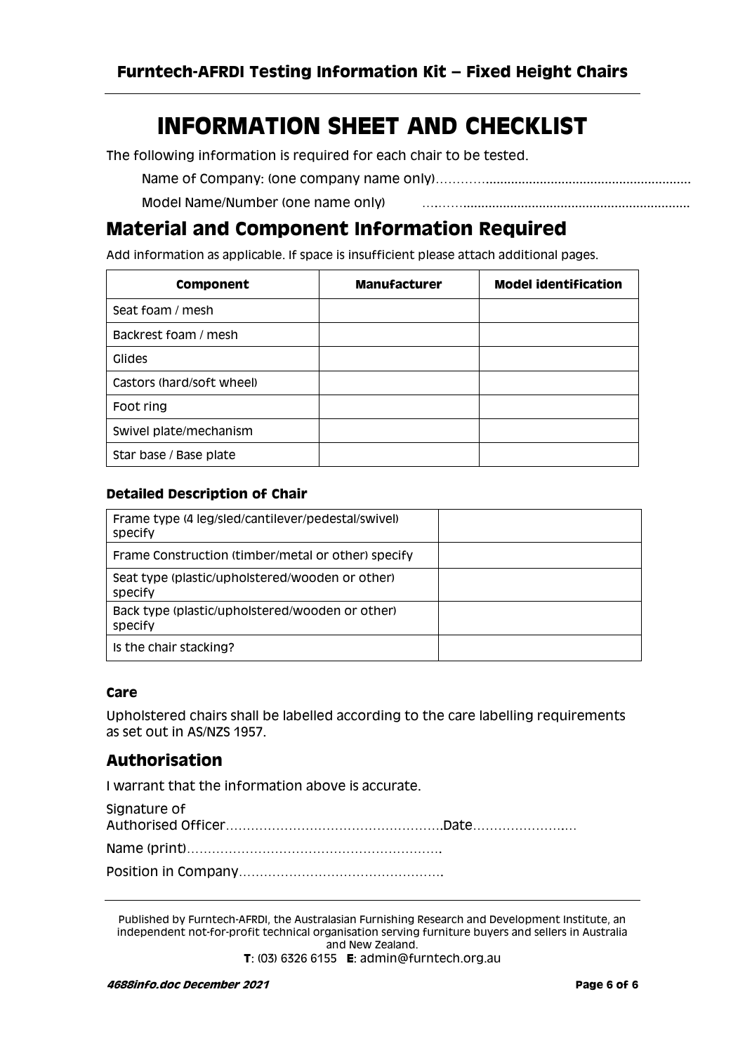# INFORMATION SHEET AND CHECKLIST

The following information is required for each chair to be tested.

Name of Company: (one company name only)……………………………………………………………

Model Name/Number (one name only) ……………………………………………………………………

## Material and Component Information Required

Add information as applicable. If space is insufficient please attach additional pages.

| Component | Manufacturer | Model identification |
| --- | --- | --- |
| Seat foam / mesh | | |
| Backrest foam / mesh | | |
| Glides | | |
| Castors (hard/soft wheel) | | |
| Foot ring | | |
| Swivel plate/mechanism | | |
| Star base / Base plate | | |

### Detailed Description of Chair

| | |
| --- | --- |
| Frame type (4 leg/sled/cantilever/pedestal/swivel) specify | |
| Frame Construction (timber/metal or other) specify | |
| Seat type (plastic/upholstered/wooden or other) specify | |
| Back type (plastic/upholstered/wooden or other) specify | |
| Is the chair stacking? | |

### Care

Upholstered chairs shall be labelled according to the care labelling requirements as set out in AS/NZS 1957.

## Authorisation

I warrant that the information above is accurate.

Signature of Authorised Officer……………………………………………………Date…………………….…

Name (print)……………………………………………………….

Position in Company………………………………………….

Published by Furntech-AFRDI, the Australasian Furnishing Research and Development Institute, an independent not-for-profit technical organisation serving furniture buyers and sellers in Australia and New Zealand.

**T**: (03) 6326 6155 **E**: admin@furntech.org.au